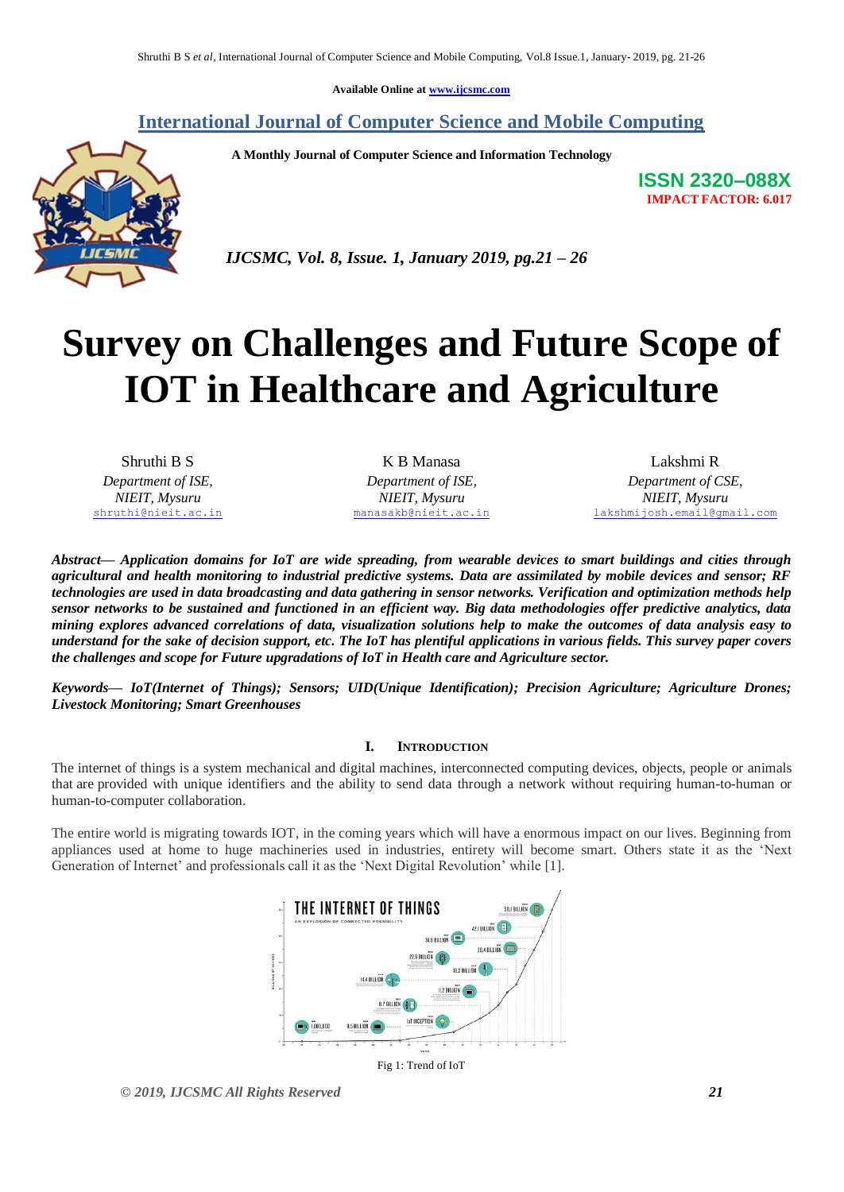Available Online at www.ijcsmc.com

**International Journal of Computer Science and Mobile Computing**

**A Monthly Journal of Computer Science and Information Technology**

**ISSN 2320–088X**
**IMPACT FACTOR: 6.017**

*IJCSMC, Vol. 8, Issue. 1, January 2019, pg.21 – 26*

# Survey on Challenges and Future Scope of IOT in Healthcare and Agriculture

Shruthi B S
*Department of ISE,*
*NIEIT, Mysuru*
shruthi@nieit.ac.in

K B Manasa
*Department of ISE,*
*NIEIT, Mysuru*
manasakb@nieit.ac.in

Lakshmi R
*Department of CSE,*
*NIEIT, Mysuru*
lakshmijosh.email@gmail.com

***Abstract*— *Application domains for IoT are wide spreading, from wearable devices to smart buildings and cities through agricultural and health monitoring to industrial predictive systems. Data are assimilated by mobile devices and sensor; RF technologies are used in data broadcasting and data gathering in sensor networks. Verification and optimization methods help sensor networks to be sustained and functioned in an efficient way. Big data methodologies offer predictive analytics, data mining explores advanced correlations of data, visualization solutions help to make the outcomes of data analysis easy to understand for the sake of decision support, etc. The IoT has plentiful applications in various fields. This survey paper covers the challenges and scope for Future upgradations of IoT in Health care and Agriculture sector.***

***Keywords*— *IoT(Internet of Things); Sensors; UID(Unique Identification); Precision Agriculture; Agriculture Drones; Livestock Monitoring; Smart Greenhouses***

## I. Introduction

The internet of things is a system mechanical and digital machines, interconnected computing devices, objects, people or animals that are provided with unique identifiers and the ability to send data through a network without requiring human-to-human or human-to-computer collaboration.

The entire world is migrating towards IOT, in the coming years which will have a enormous impact on our lives. Beginning from appliances used at home to huge machineries used in industries, entirety will become smart. Others state it as the 'Next Generation of Internet' and professionals call it as the 'Next Digital Revolution' while [1].

Fig 1: Trend of IoT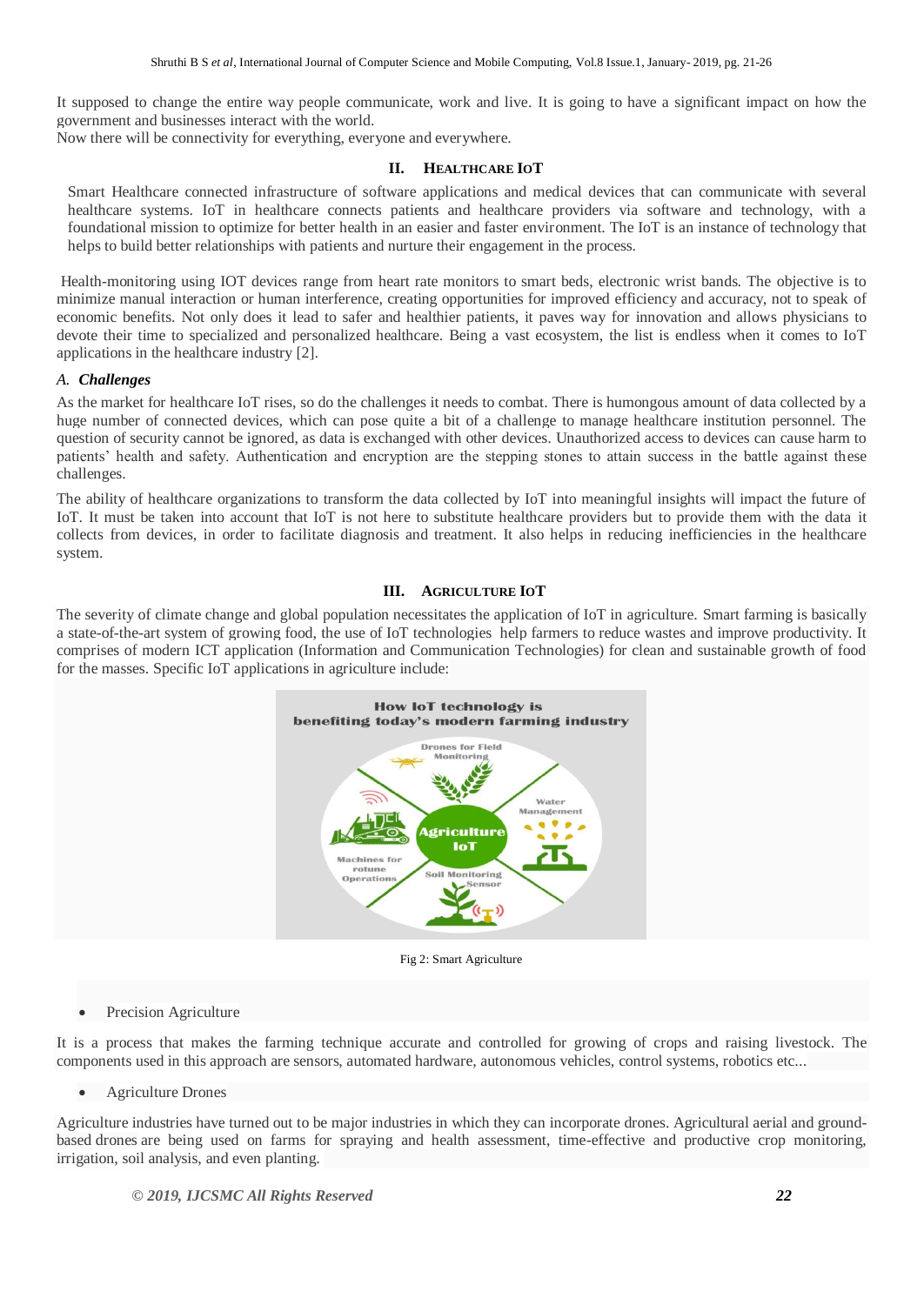It supposed to change the entire way people communicate, work and live. It is going to have a significant impact on how the government and businesses interact with the world.

Now there will be connectivity for everything, everyone and everywhere.

## II. Healthcare IoT

Smart Healthcare connected infrastructure of software applications and medical devices that can communicate with several healthcare systems. IoT in healthcare connects patients and healthcare providers via software and technology, with a foundational mission to optimize for better health in an easier and faster environment. The IoT is an instance of technology that helps to build better relationships with patients and nurture their engagement in the process.

Health-monitoring using IOT devices range from heart rate monitors to smart beds, electronic wrist bands. The objective is to minimize manual interaction or human interference, creating opportunities for improved efficiency and accuracy, not to speak of economic benefits. Not only does it lead to safer and healthier patients, it paves way for innovation and allows physicians to devote their time to specialized and personalized healthcare. Being a vast ecosystem, the list is endless when it comes to IoT applications in the healthcare industry [2].

### *A. Challenges*

As the market for healthcare IoT rises, so do the challenges it needs to combat. There is humongous amount of data collected by a huge number of connected devices, which can pose quite a bit of a challenge to manage healthcare institution personnel. The question of security cannot be ignored, as data is exchanged with other devices. Unauthorized access to devices can cause harm to patients' health and safety. Authentication and encryption are the stepping stones to attain success in the battle against these challenges.

The ability of healthcare organizations to transform the data collected by IoT into meaningful insights will impact the future of IoT. It must be taken into account that IoT is not here to substitute healthcare providers but to provide them with the data it collects from devices, in order to facilitate diagnosis and treatment. It also helps in reducing inefficiencies in the healthcare system.

## III. Agriculture IoT

The severity of climate change and global population necessitates the application of IoT in agriculture. Smart farming is basically a state-of-the-art system of growing food, the use of IoT technologies help farmers to reduce wastes and improve productivity. It comprises of modern ICT application (Information and Communication Technologies) for clean and sustainable growth of food for the masses. Specific IoT applications in agriculture include:

Fig 2: Smart Agriculture

- Precision Agriculture

It is a process that makes the farming technique accurate and controlled for growing of crops and raising livestock. The components used in this approach are sensors, automated hardware, autonomous vehicles, control systems, robotics etc...

- Agriculture Drones

Agriculture industries have turned out to be major industries in which they can incorporate drones. Agricultural aerial and ground-based drones are being used on farms for spraying and health assessment, time-effective and productive crop monitoring, irrigation, soil analysis, and even planting.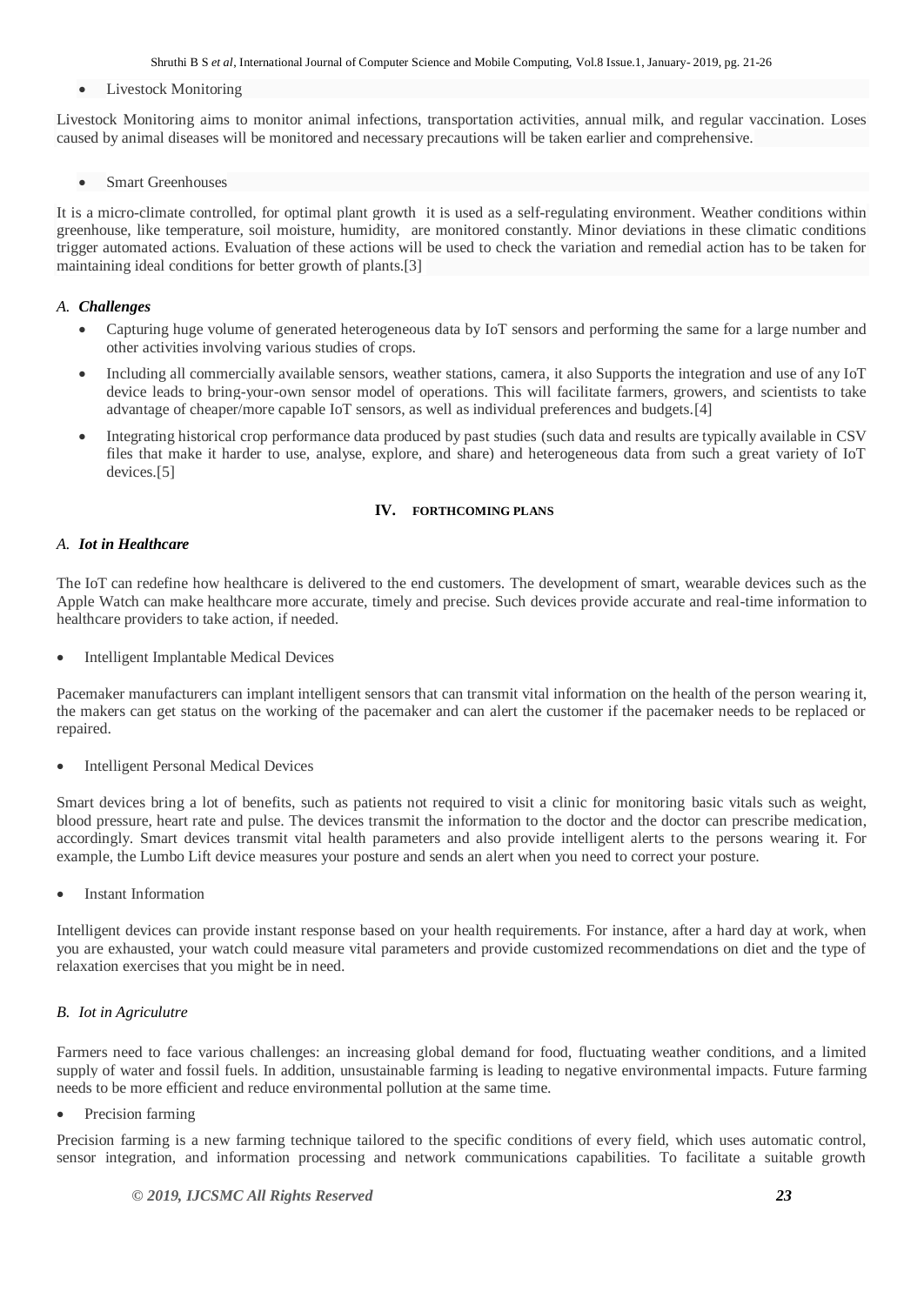- Livestock Monitoring

Livestock Monitoring aims to monitor animal infections, transportation activities, annual milk, and regular vaccination. Loses caused by animal diseases will be monitored and necessary precautions will be taken earlier and comprehensive.

- Smart Greenhouses

It is a micro-climate controlled, for optimal plant growth it is used as a self-regulating environment. Weather conditions within greenhouse, like temperature, soil moisture, humidity, are monitored constantly. Minor deviations in these climatic conditions trigger automated actions. Evaluation of these actions will be used to check the variation and remedial action has to be taken for maintaining ideal conditions for better growth of plants.[3]

### *A. Challenges*

- Capturing huge volume of generated heterogeneous data by IoT sensors and performing the same for a large number and other activities involving various studies of crops.
- Including all commercially available sensors, weather stations, camera, it also Supports the integration and use of any IoT device leads to bring-your-own sensor model of operations. This will facilitate farmers, growers, and scientists to take advantage of cheaper/more capable IoT sensors, as well as individual preferences and budgets.[4]
- Integrating historical crop performance data produced by past studies (such data and results are typically available in CSV files that make it harder to use, analyse, explore, and share) and heterogeneous data from such a great variety of IoT devices.[5]

## IV. FORTHCOMING PLANS

### *A. Iot in Healthcare*

The IoT can redefine how healthcare is delivered to the end customers. The development of smart, wearable devices such as the Apple Watch can make healthcare more accurate, timely and precise. Such devices provide accurate and real-time information to healthcare providers to take action, if needed.

- Intelligent Implantable Medical Devices

Pacemaker manufacturers can implant intelligent sensors that can transmit vital information on the health of the person wearing it, the makers can get status on the working of the pacemaker and can alert the customer if the pacemaker needs to be replaced or repaired.

- Intelligent Personal Medical Devices

Smart devices bring a lot of benefits, such as patients not required to visit a clinic for monitoring basic vitals such as weight, blood pressure, heart rate and pulse. The devices transmit the information to the doctor and the doctor can prescribe medication, accordingly. Smart devices transmit vital health parameters and also provide intelligent alerts to the persons wearing it. For example, the Lumbo Lift device measures your posture and sends an alert when you need to correct your posture.

- Instant Information

Intelligent devices can provide instant response based on your health requirements. For instance, after a hard day at work, when you are exhausted, your watch could measure vital parameters and provide customized recommendations on diet and the type of relaxation exercises that you might be in need.

### *B. Iot in Agriculutre*

Farmers need to face various challenges: an increasing global demand for food, fluctuating weather conditions, and a limited supply of water and fossil fuels. In addition, unsustainable farming is leading to negative environmental impacts. Future farming needs to be more efficient and reduce environmental pollution at the same time.

- Precision farming

Precision farming is a new farming technique tailored to the specific conditions of every field, which uses automatic control, sensor integration, and information processing and network communications capabilities. To facilitate a suitable growth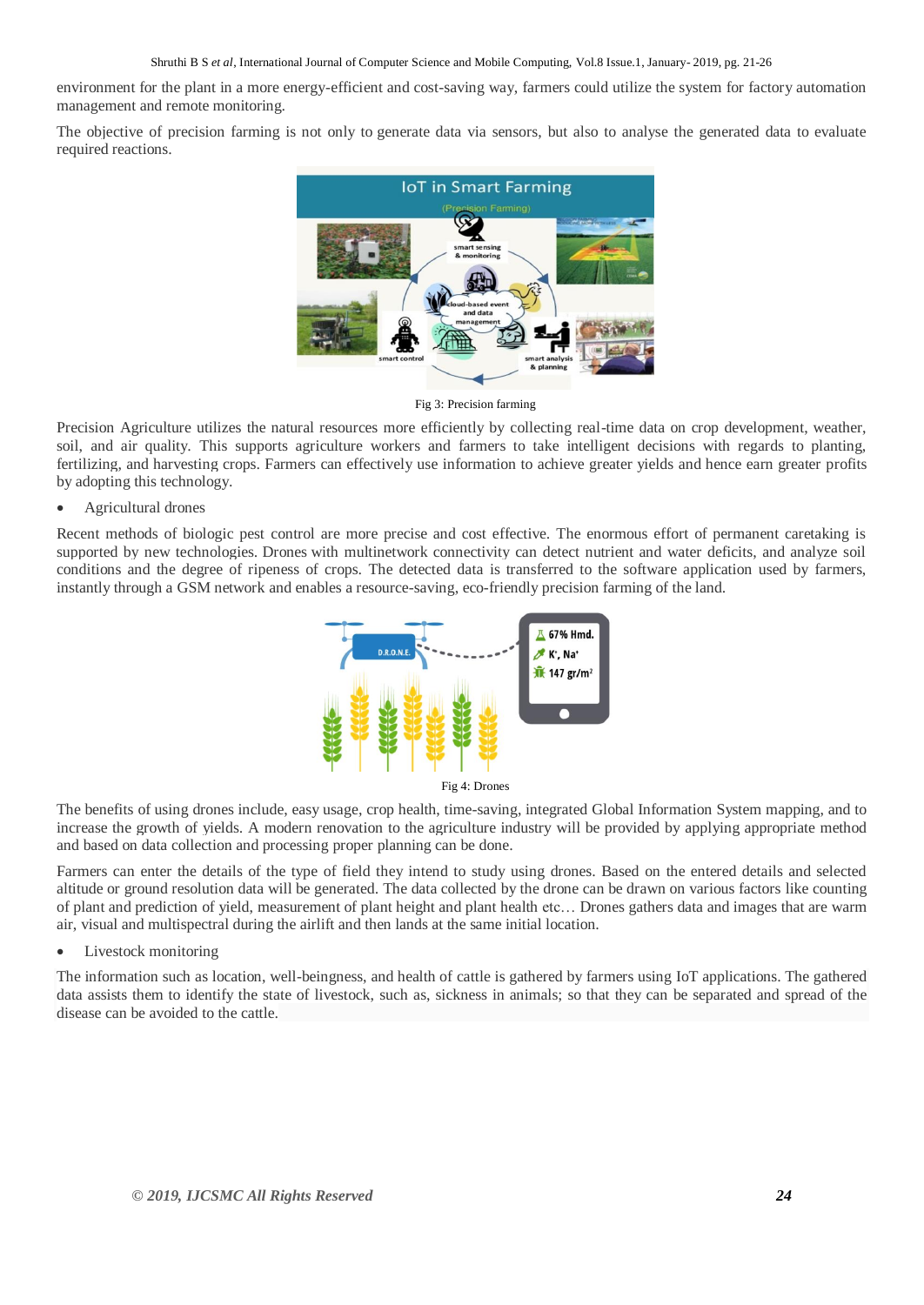environment for the plant in a more energy-efficient and cost-saving way, farmers could utilize the system for factory automation management and remote monitoring.

The objective of precision farming is not only to generate data via sensors, but also to analyse the generated data to evaluate required reactions.

Fig 3: Precision farming

Precision Agriculture utilizes the natural resources more efficiently by collecting real-time data on crop development, weather, soil, and air quality. This supports agriculture workers and farmers to take intelligent decisions with regards to planting, fertilizing, and harvesting crops. Farmers can effectively use information to achieve greater yields and hence earn greater profits by adopting this technology.

- Agricultural drones

Recent methods of biologic pest control are more precise and cost effective. The enormous effort of permanent caretaking is supported by new technologies. Drones with multinetwork connectivity can detect nutrient and water deficits, and analyze soil conditions and the degree of ripeness of crops. The detected data is transferred to the software application used by farmers, instantly through a GSM network and enables a resource-saving, eco-friendly precision farming of the land.

Fig 4: Drones

The benefits of using drones include, easy usage, crop health, time-saving, integrated Global Information System mapping, and to increase the growth of yields. A modern renovation to the agriculture industry will be provided by applying appropriate method and based on data collection and processing proper planning can be done.

Farmers can enter the details of the type of field they intend to study using drones. Based on the entered details and selected altitude or ground resolution data will be generated. The data collected by the drone can be drawn on various factors like counting of plant and prediction of yield, measurement of plant height and plant health etc… Drones gathers data and images that are warm air, visual and multispectral during the airlift and then lands at the same initial location.

- Livestock monitoring

The information such as location, well-beingness, and health of cattle is gathered by farmers using IoT applications. The gathered data assists them to identify the state of livestock, such as, sickness in animals; so that they can be separated and spread of the disease can be avoided to the cattle.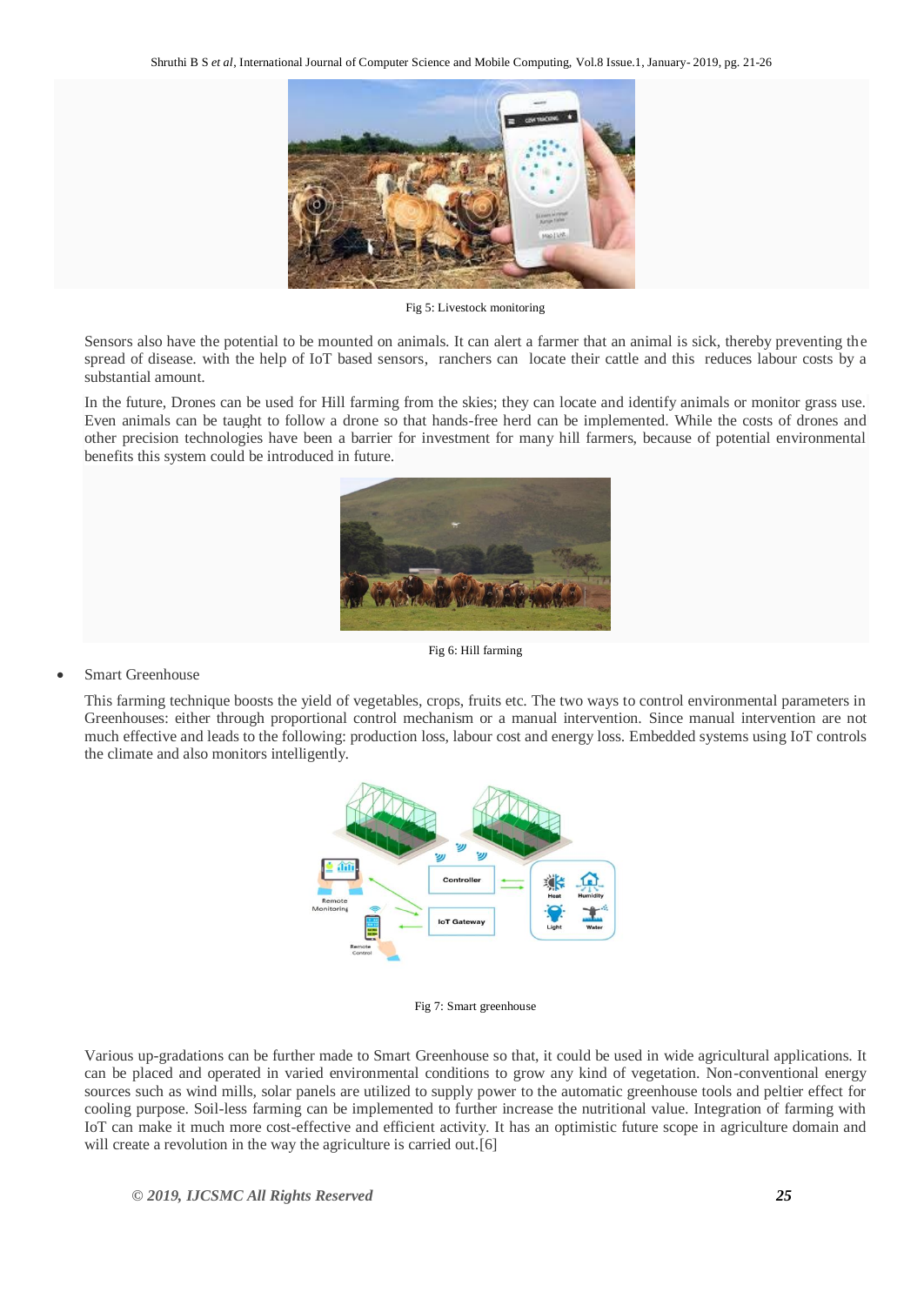Fig 5: Livestock monitoring

Sensors also have the potential to be mounted on animals. It can alert a farmer that an animal is sick, thereby preventing the spread of disease. with the help of IoT based sensors, ranchers can locate their cattle and this reduces labour costs by a substantial amount.

In the future, Drones can be used for Hill farming from the skies; they can locate and identify animals or monitor grass use. Even animals can be taught to follow a drone so that hands-free herd can be implemented. While the costs of drones and other precision technologies have been a barrier for investment for many hill farmers, because of potential environmental benefits this system could be introduced in future.

Fig 6: Hill farming

- Smart Greenhouse

This farming technique boosts the yield of vegetables, crops, fruits etc. The two ways to control environmental parameters in Greenhouses: either through proportional control mechanism or a manual intervention. Since manual intervention are not much effective and leads to the following: production loss, labour cost and energy loss. Embedded systems using IoT controls the climate and also monitors intelligently.

Fig 7: Smart greenhouse

Various up-gradations can be further made to Smart Greenhouse so that, it could be used in wide agricultural applications. It can be placed and operated in varied environmental conditions to grow any kind of vegetation. Non-conventional energy sources such as wind mills, solar panels are utilized to supply power to the automatic greenhouse tools and peltier effect for cooling purpose. Soil-less farming can be implemented to further increase the nutritional value. Integration of farming with IoT can make it much more cost-effective and efficient activity. It has an optimistic future scope in agriculture domain and will create a revolution in the way the agriculture is carried out.[6]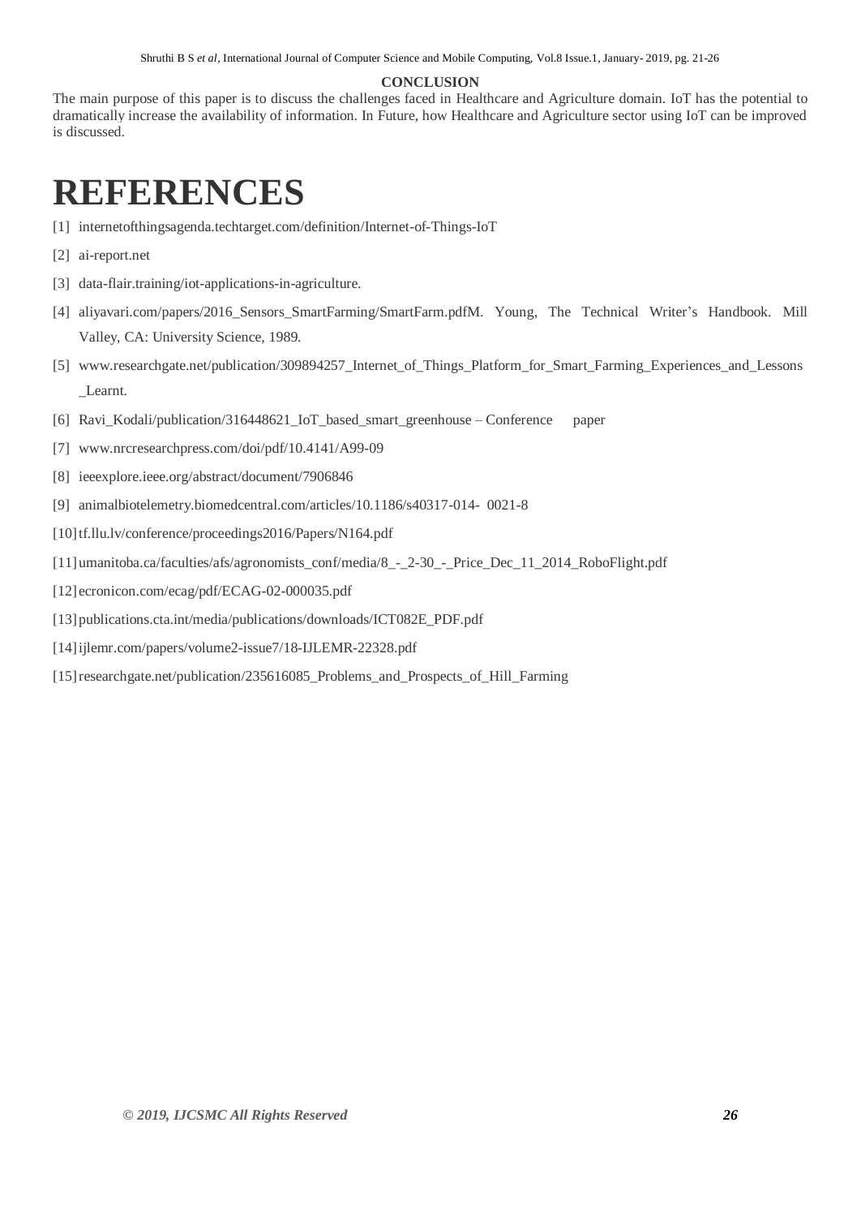**CONCLUSION**

The main purpose of this paper is to discuss the challenges faced in Healthcare and Agriculture domain. IoT has the potential to dramatically increase the availability of information. In Future, how Healthcare and Agriculture sector using IoT can be improved is discussed.

# REFERENCES

[1] internetofthingsagenda.techtarget.com/definition/Internet-of-Things-IoT

[2] ai-report.net

[3] data-flair.training/iot-applications-in-agriculture.

[4] aliyavari.com/papers/2016_Sensors_SmartFarming/SmartFarm.pdfM. Young, The Technical Writer's Handbook. Mill Valley, CA: University Science, 1989.

[5] www.researchgate.net/publication/309894257_Internet_of_Things_Platform_for_Smart_Farming_Experiences_and_Lessons_Learnt.

[6] Ravi_Kodali/publication/316448621_IoT_based_smart_greenhouse – Conference paper

[7] www.nrcresearchpress.com/doi/pdf/10.4141/A99-09

[8] ieeexplore.ieee.org/abstract/document/7906846

[9] animalbiotelemetry.biomedcentral.com/articles/10.1186/s40317-014- 0021-8

[10] tf.llu.lv/conference/proceedings2016/Papers/N164.pdf

[11] umanitoba.ca/faculties/afs/agronomists_conf/media/8_-_2-30_-_Price_Dec_11_2014_RoboFlight.pdf

[12] ecronicon.com/ecag/pdf/ECAG-02-000035.pdf

[13] publications.cta.int/media/publications/downloads/ICT082E_PDF.pdf

[14] ijlemr.com/papers/volume2-issue7/18-IJLEMR-22328.pdf

[15] researchgate.net/publication/235616085_Problems_and_Prospects_of_Hill_Farming